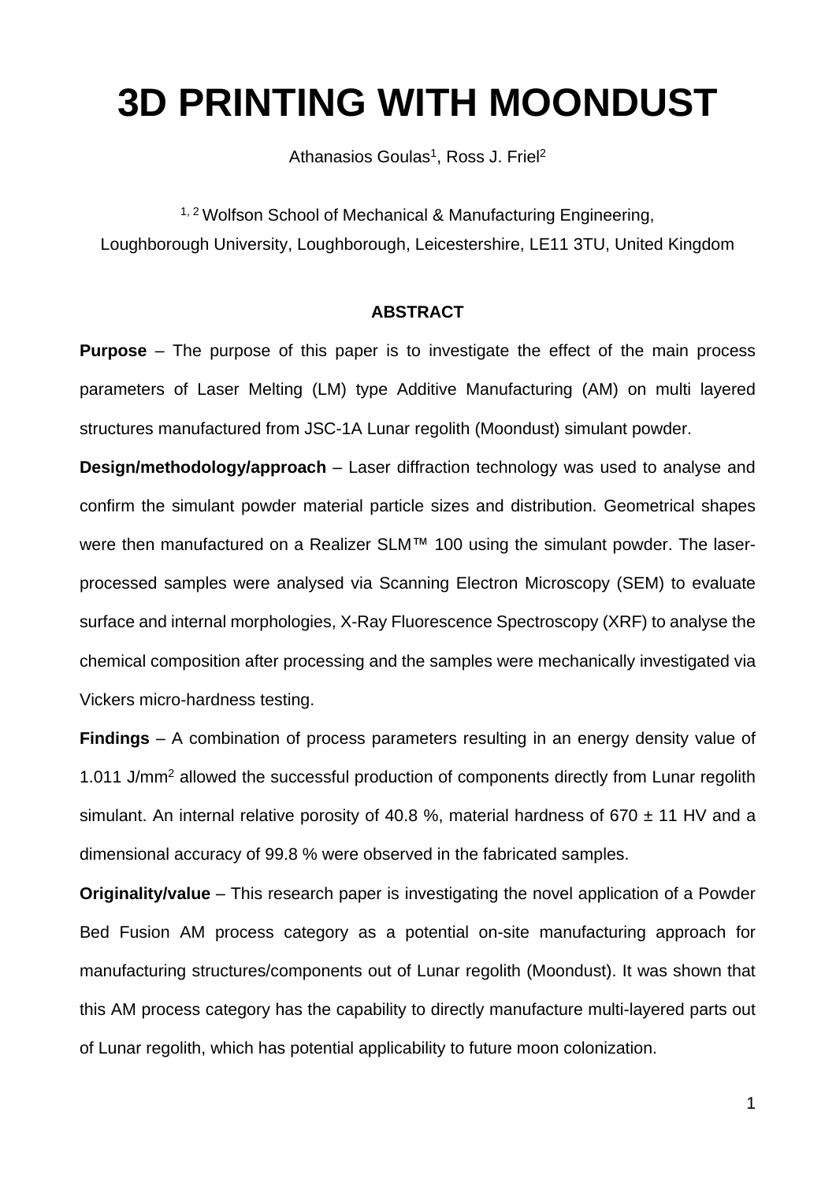# 3D PRINTING WITH MOONDUST

Athanasios Goulas[1], Ross J. Friel[2]

[1, 2] Wolfson School of Mechanical & Manufacturing Engineering, Loughborough University, Loughborough, Leicestershire, LE11 3TU, United Kingdom

## ABSTRACT

**Purpose** – The purpose of this paper is to investigate the effect of the main process parameters of Laser Melting (LM) type Additive Manufacturing (AM) on multi layered structures manufactured from JSC-1A Lunar regolith (Moondust) simulant powder.

**Design/methodology/approach** – Laser diffraction technology was used to analyse and confirm the simulant powder material particle sizes and distribution. Geometrical shapes were then manufactured on a Realizer SLM™ 100 using the simulant powder. The laser-processed samples were analysed via Scanning Electron Microscopy (SEM) to evaluate surface and internal morphologies, X-Ray Fluorescence Spectroscopy (XRF) to analyse the chemical composition after processing and the samples were mechanically investigated via Vickers micro-hardness testing.

**Findings** – A combination of process parameters resulting in an energy density value of 1.011 J/mm$^2$ allowed the successful production of components directly from Lunar regolith simulant. An internal relative porosity of 40.8 %, material hardness of 670 ± 11 HV and a dimensional accuracy of 99.8 % were observed in the fabricated samples.

**Originality/value** – This research paper is investigating the novel application of a Powder Bed Fusion AM process category as a potential on-site manufacturing approach for manufacturing structures/components out of Lunar regolith (Moondust). It was shown that this AM process category has the capability to directly manufacture multi-layered parts out of Lunar regolith, which has potential applicability to future moon colonization.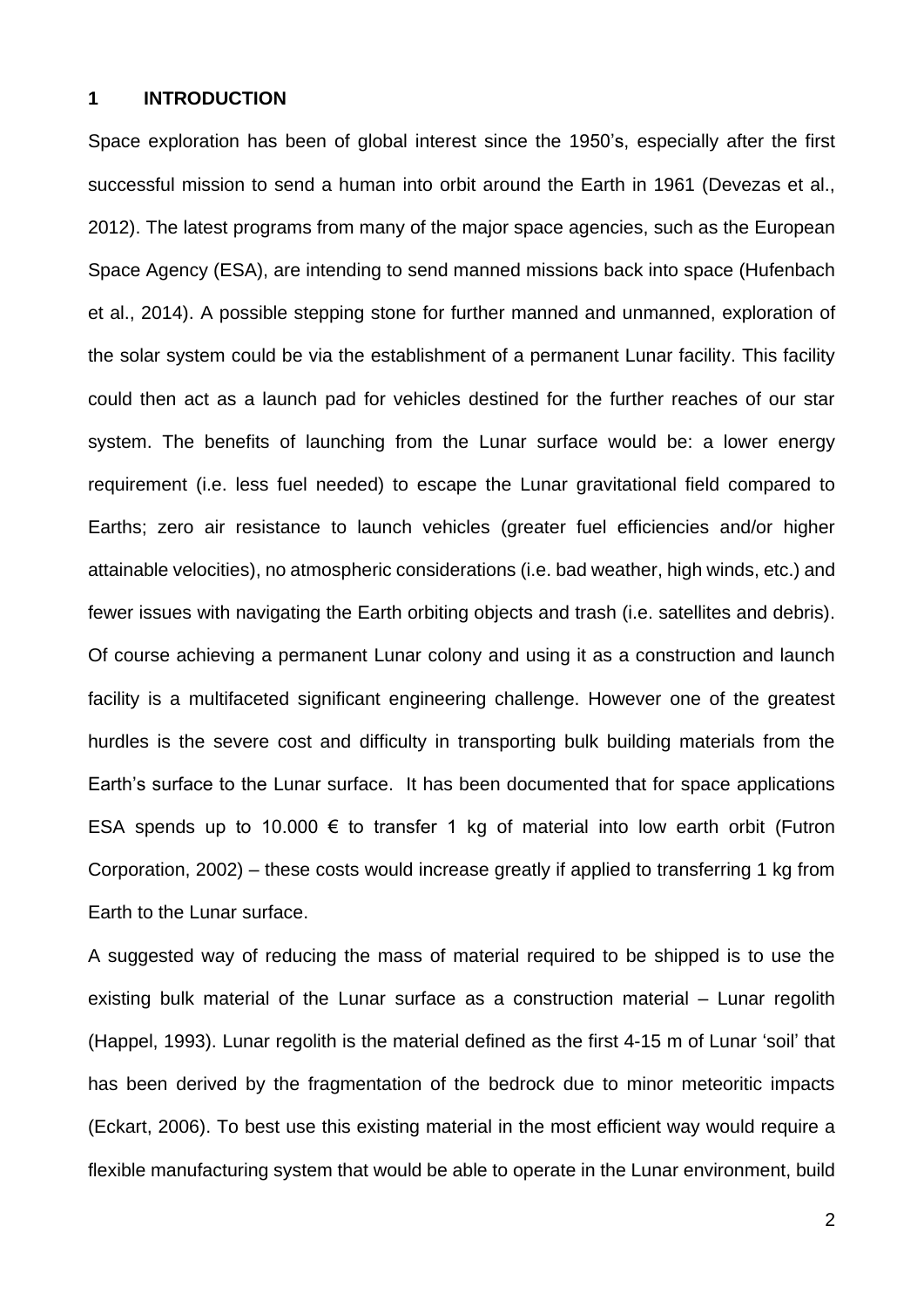# 1 INTRODUCTION

Space exploration has been of global interest since the 1950's, especially after the first successful mission to send a human into orbit around the Earth in 1961 (Devezas et al., 2012). The latest programs from many of the major space agencies, such as the European Space Agency (ESA), are intending to send manned missions back into space (Hufenbach et al., 2014). A possible stepping stone for further manned and unmanned, exploration of the solar system could be via the establishment of a permanent Lunar facility. This facility could then act as a launch pad for vehicles destined for the further reaches of our star system. The benefits of launching from the Lunar surface would be: a lower energy requirement (i.e. less fuel needed) to escape the Lunar gravitational field compared to Earths; zero air resistance to launch vehicles (greater fuel efficiencies and/or higher attainable velocities), no atmospheric considerations (i.e. bad weather, high winds, etc.) and fewer issues with navigating the Earth orbiting objects and trash (i.e. satellites and debris). Of course achieving a permanent Lunar colony and using it as a construction and launch facility is a multifaceted significant engineering challenge. However one of the greatest hurdles is the severe cost and difficulty in transporting bulk building materials from the Earth's surface to the Lunar surface. It has been documented that for space applications ESA spends up to 10.000 € to transfer 1 kg of material into low earth orbit (Futron Corporation, 2002) – these costs would increase greatly if applied to transferring 1 kg from Earth to the Lunar surface.

A suggested way of reducing the mass of material required to be shipped is to use the existing bulk material of the Lunar surface as a construction material – Lunar regolith (Happel, 1993). Lunar regolith is the material defined as the first 4-15 m of Lunar 'soil' that has been derived by the fragmentation of the bedrock due to minor meteoritic impacts (Eckart, 2006). To best use this existing material in the most efficient way would require a flexible manufacturing system that would be able to operate in the Lunar environment, build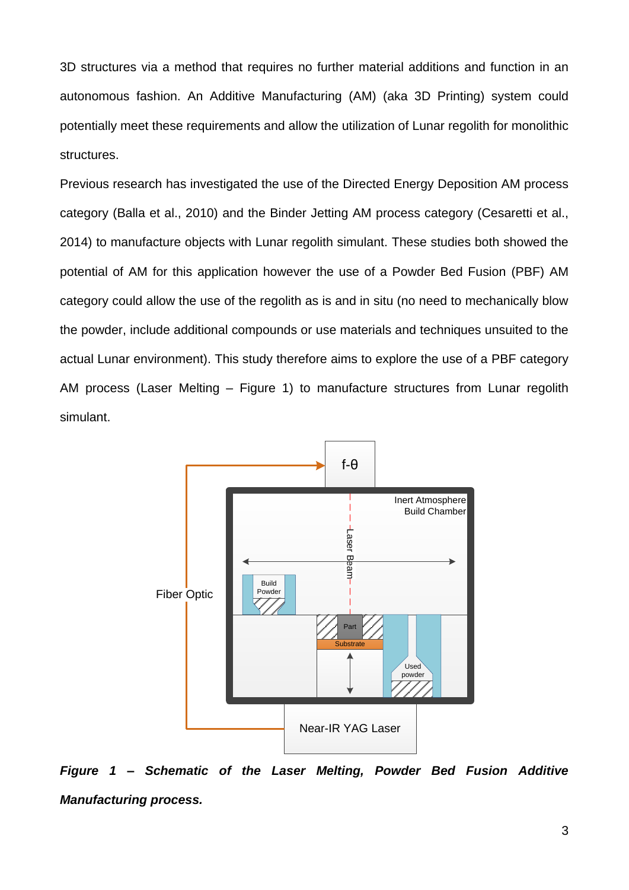3D structures via a method that requires no further material additions and function in an autonomous fashion. An Additive Manufacturing (AM) (aka 3D Printing) system could potentially meet these requirements and allow the utilization of Lunar regolith for monolithic structures.

Previous research has investigated the use of the Directed Energy Deposition AM process category (Balla et al., 2010) and the Binder Jetting AM process category (Cesaretti et al., 2014) to manufacture objects with Lunar regolith simulant. These studies both showed the potential of AM for this application however the use of a Powder Bed Fusion (PBF) AM category could allow the use of the regolith as is and in situ (no need to mechanically blow the powder, include additional compounds or use materials and techniques unsuited to the actual Lunar environment). This study therefore aims to explore the use of a PBF category AM process (Laser Melting – Figure 1) to manufacture structures from Lunar regolith simulant.

***Figure 1 – Schematic of the Laser Melting, Powder Bed Fusion Additive Manufacturing process.***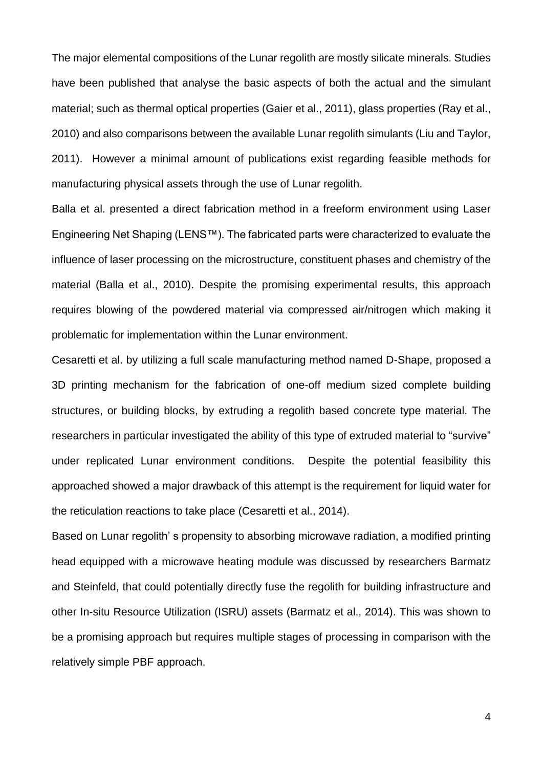The major elemental compositions of the Lunar regolith are mostly silicate minerals. Studies have been published that analyse the basic aspects of both the actual and the simulant material; such as thermal optical properties (Gaier et al., 2011), glass properties (Ray et al., 2010) and also comparisons between the available Lunar regolith simulants (Liu and Taylor, 2011). However a minimal amount of publications exist regarding feasible methods for manufacturing physical assets through the use of Lunar regolith.

Balla et al. presented a direct fabrication method in a freeform environment using Laser Engineering Net Shaping (LENS™). The fabricated parts were characterized to evaluate the influence of laser processing on the microstructure, constituent phases and chemistry of the material (Balla et al., 2010). Despite the promising experimental results, this approach requires blowing of the powdered material via compressed air/nitrogen which making it problematic for implementation within the Lunar environment.

Cesaretti et al. by utilizing a full scale manufacturing method named D-Shape, proposed a 3D printing mechanism for the fabrication of one-off medium sized complete building structures, or building blocks, by extruding a regolith based concrete type material. The researchers in particular investigated the ability of this type of extruded material to "survive" under replicated Lunar environment conditions. Despite the potential feasibility this approached showed a major drawback of this attempt is the requirement for liquid water for the reticulation reactions to take place (Cesaretti et al., 2014).

Based on Lunar regolith' s propensity to absorbing microwave radiation, a modified printing head equipped with a microwave heating module was discussed by researchers Barmatz and Steinfeld, that could potentially directly fuse the regolith for building infrastructure and other In-situ Resource Utilization (ISRU) assets (Barmatz et al., 2014). This was shown to be a promising approach but requires multiple stages of processing in comparison with the relatively simple PBF approach.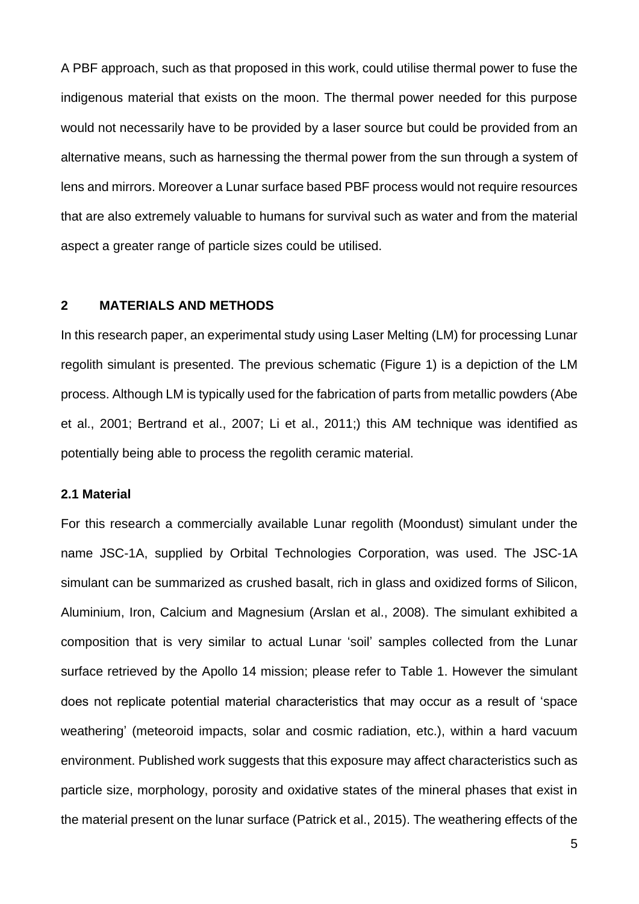A PBF approach, such as that proposed in this work, could utilise thermal power to fuse the indigenous material that exists on the moon. The thermal power needed for this purpose would not necessarily have to be provided by a laser source but could be provided from an alternative means, such as harnessing the thermal power from the sun through a system of lens and mirrors. Moreover a Lunar surface based PBF process would not require resources that are also extremely valuable to humans for survival such as water and from the material aspect a greater range of particle sizes could be utilised.

## 2 MATERIALS AND METHODS

In this research paper, an experimental study using Laser Melting (LM) for processing Lunar regolith simulant is presented. The previous schematic (Figure 1) is a depiction of the LM process. Although LM is typically used for the fabrication of parts from metallic powders (Abe et al., 2001; Bertrand et al., 2007; Li et al., 2011;) this AM technique was identified as potentially being able to process the regolith ceramic material.

### 2.1 Material

For this research a commercially available Lunar regolith (Moondust) simulant under the name JSC-1A, supplied by Orbital Technologies Corporation, was used. The JSC-1A simulant can be summarized as crushed basalt, rich in glass and oxidized forms of Silicon, Aluminium, Iron, Calcium and Magnesium (Arslan et al., 2008). The simulant exhibited a composition that is very similar to actual Lunar 'soil' samples collected from the Lunar surface retrieved by the Apollo 14 mission; please refer to Table 1. However the simulant does not replicate potential material characteristics that may occur as a result of 'space weathering' (meteoroid impacts, solar and cosmic radiation, etc.), within a hard vacuum environment. Published work suggests that this exposure may affect characteristics such as particle size, morphology, porosity and oxidative states of the mineral phases that exist in the material present on the lunar surface (Patrick et al., 2015). The weathering effects of the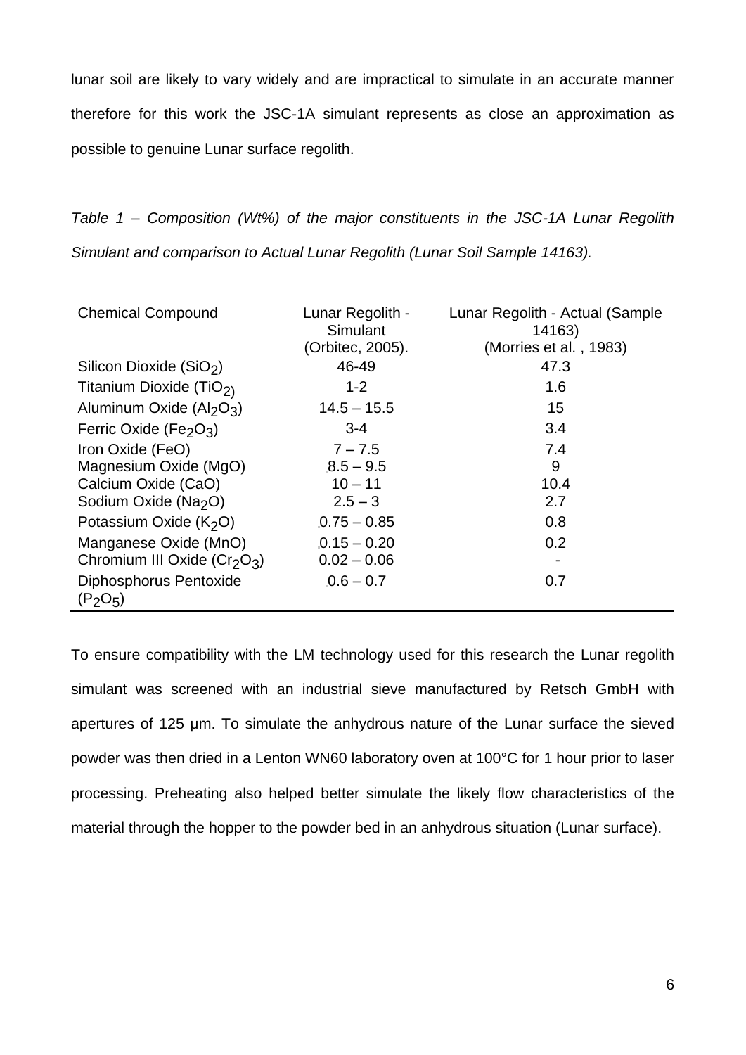lunar soil are likely to vary widely and are impractical to simulate in an accurate manner therefore for this work the JSC-1A simulant represents as close an approximation as possible to genuine Lunar surface regolith.

*Table 1 – Composition (Wt%) of the major constituents in the JSC-1A Lunar Regolith Simulant and comparison to Actual Lunar Regolith (Lunar Soil Sample 14163).*

| Chemical Compound | Lunar Regolith - Simulant (Orbitec, 2005). | Lunar Regolith - Actual (Sample 14163) (Morries et al. , 1983) |
|---|---|---|
| Silicon Dioxide ($SiO_2$) | 46-49 | 47.3 |
| Titanium Dioxide ($TiO_2$) | 1-2 | 1.6 |
| Aluminum Oxide ($Al_2O_3$) | 14.5 – 15.5 | 15 |
| Ferric Oxide ($Fe_2O_3$) | 3-4 | 3.4 |
| Iron Oxide (FeO) | 7 – 7.5 | 7.4 |
| Magnesium Oxide (MgO) | 8.5 – 9.5 | 9 |
| Calcium Oxide (CaO) | 10 – 11 | 10.4 |
| Sodium Oxide ($Na_2O$) | 2.5 – 3 | 2.7 |
| Potassium Oxide ($K_2O$) | 0.75 – 0.85 | 0.8 |
| Manganese Oxide (MnO) | 0.15 – 0.20 | 0.2 |
| Chromium III Oxide ($Cr_2O_3$) | 0.02 – 0.06 | - |
| Diphosphorus Pentoxide ($P_2O_5$) | 0.6 – 0.7 | 0.7 |

To ensure compatibility with the LM technology used for this research the Lunar regolith simulant was screened with an industrial sieve manufactured by Retsch GmbH with apertures of 125 µm. To simulate the anhydrous nature of the Lunar surface the sieved powder was then dried in a Lenton WN60 laboratory oven at 100°C for 1 hour prior to laser processing. Preheating also helped better simulate the likely flow characteristics of the material through the hopper to the powder bed in an anhydrous situation (Lunar surface).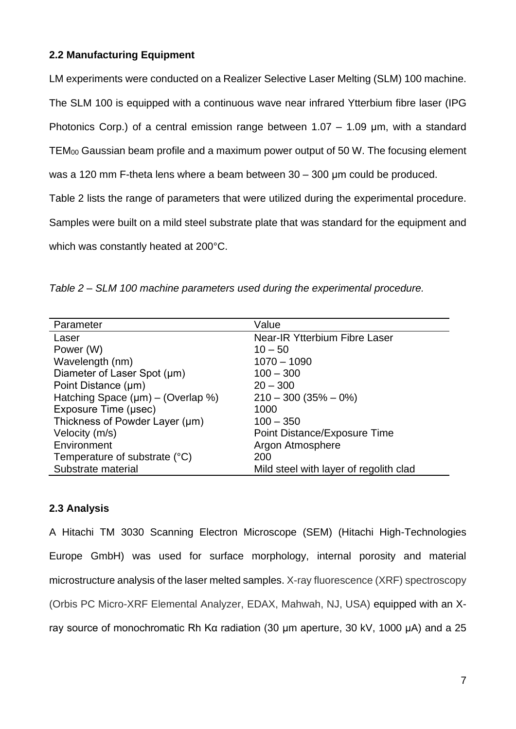## 2.2 Manufacturing Equipment

LM experiments were conducted on a Realizer Selective Laser Melting (SLM) 100 machine. The SLM 100 is equipped with a continuous wave near infrared Ytterbium fibre laser (IPG Photonics Corp.) of a central emission range between 1.07 – 1.09 μm, with a standard $TEM_{00}$ Gaussian beam profile and a maximum power output of 50 W. The focusing element was a 120 mm F-theta lens where a beam between 30 – 300 μm could be produced.

Table 2 lists the range of parameters that were utilized during the experimental procedure. Samples were built on a mild steel substrate plate that was standard for the equipment and which was constantly heated at 200°C.

*Table 2 – SLM 100 machine parameters used during the experimental procedure.*

| Parameter | Value |
|---|---|
| Laser | Near-IR Ytterbium Fibre Laser |
| Power (W) | 10 – 50 |
| Wavelength (nm) | 1070 – 1090 |
| Diameter of Laser Spot (μm) | 100 – 300 |
| Point Distance (μm) | 20 – 300 |
| Hatching Space (μm) – (Overlap %) | 210 – 300 (35% – 0%) |
| Exposure Time (μsec) | 1000 |
| Thickness of Powder Layer (μm) | 100 – 350 |
| Velocity (m/s) | Point Distance/Exposure Time |
| Environment | Argon Atmosphere |
| Temperature of substrate (°C) | 200 |
| Substrate material | Mild steel with layer of regolith clad |

## 2.3 Analysis

A Hitachi TM 3030 Scanning Electron Microscope (SEM) (Hitachi High-Technologies Europe GmbH) was used for surface morphology, internal porosity and material microstructure analysis of the laser melted samples. X-ray fluorescence (XRF) spectroscopy (Orbis PC Micro-XRF Elemental Analyzer, EDAX, Mahwah, NJ, USA) equipped with an X-ray source of monochromatic Rh Kα radiation (30 μm aperture, 30 kV, 1000 μA) and a 25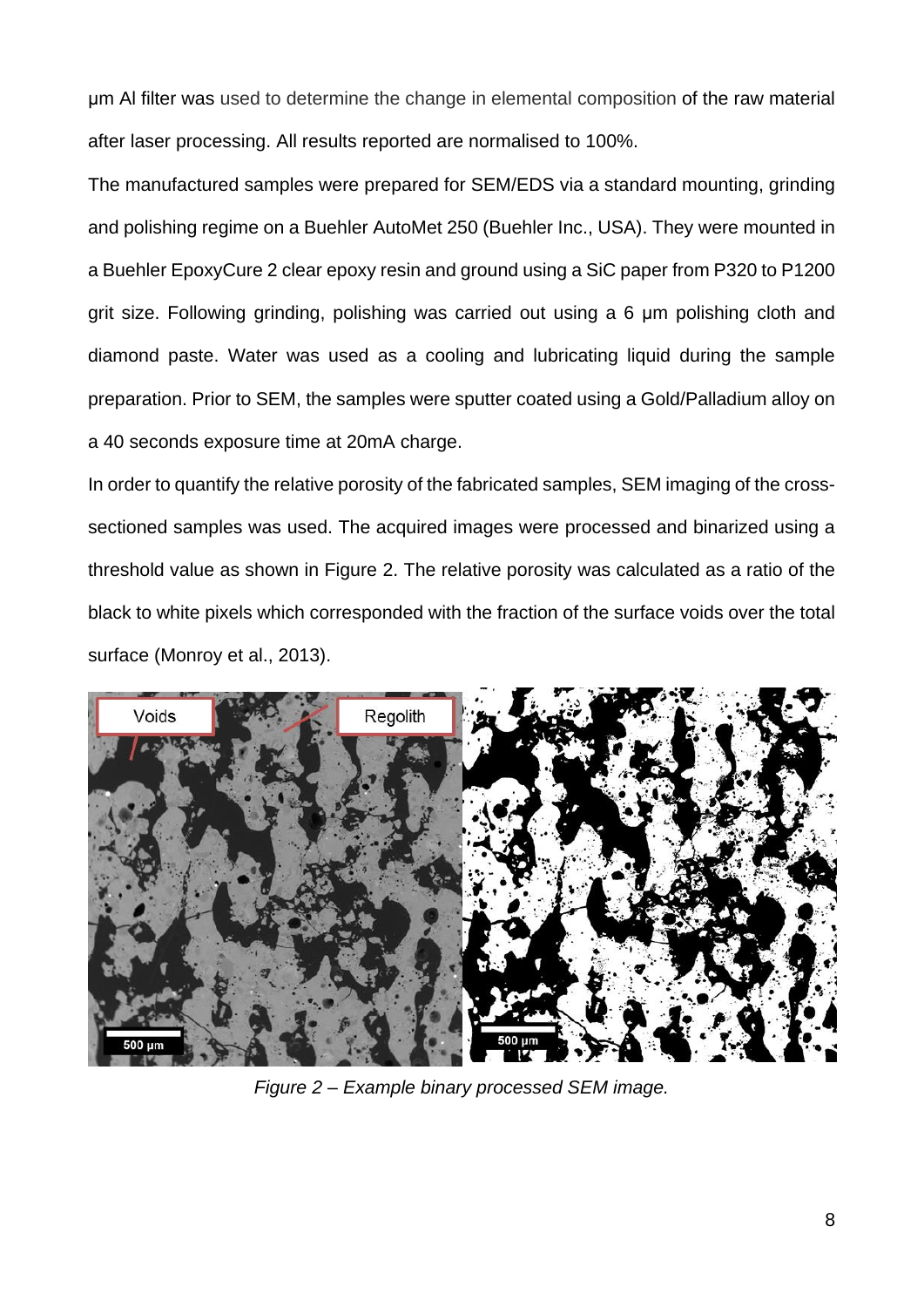µm Al filter was used to determine the change in elemental composition of the raw material after laser processing. All results reported are normalised to 100%.

The manufactured samples were prepared for SEM/EDS via a standard mounting, grinding and polishing regime on a Buehler AutoMet 250 (Buehler Inc., USA). They were mounted in a Buehler EpoxyCure 2 clear epoxy resin and ground using a SiC paper from P320 to P1200 grit size. Following grinding, polishing was carried out using a 6 µm polishing cloth and diamond paste. Water was used as a cooling and lubricating liquid during the sample preparation. Prior to SEM, the samples were sputter coated using a Gold/Palladium alloy on a 40 seconds exposure time at 20mA charge.

In order to quantify the relative porosity of the fabricated samples, SEM imaging of the cross-sectioned samples was used. The acquired images were processed and binarized using a threshold value as shown in Figure 2. The relative porosity was calculated as a ratio of the black to white pixels which corresponded with the fraction of the surface voids over the total surface (Monroy et al., 2013).

*Figure 2 – Example binary processed SEM image.*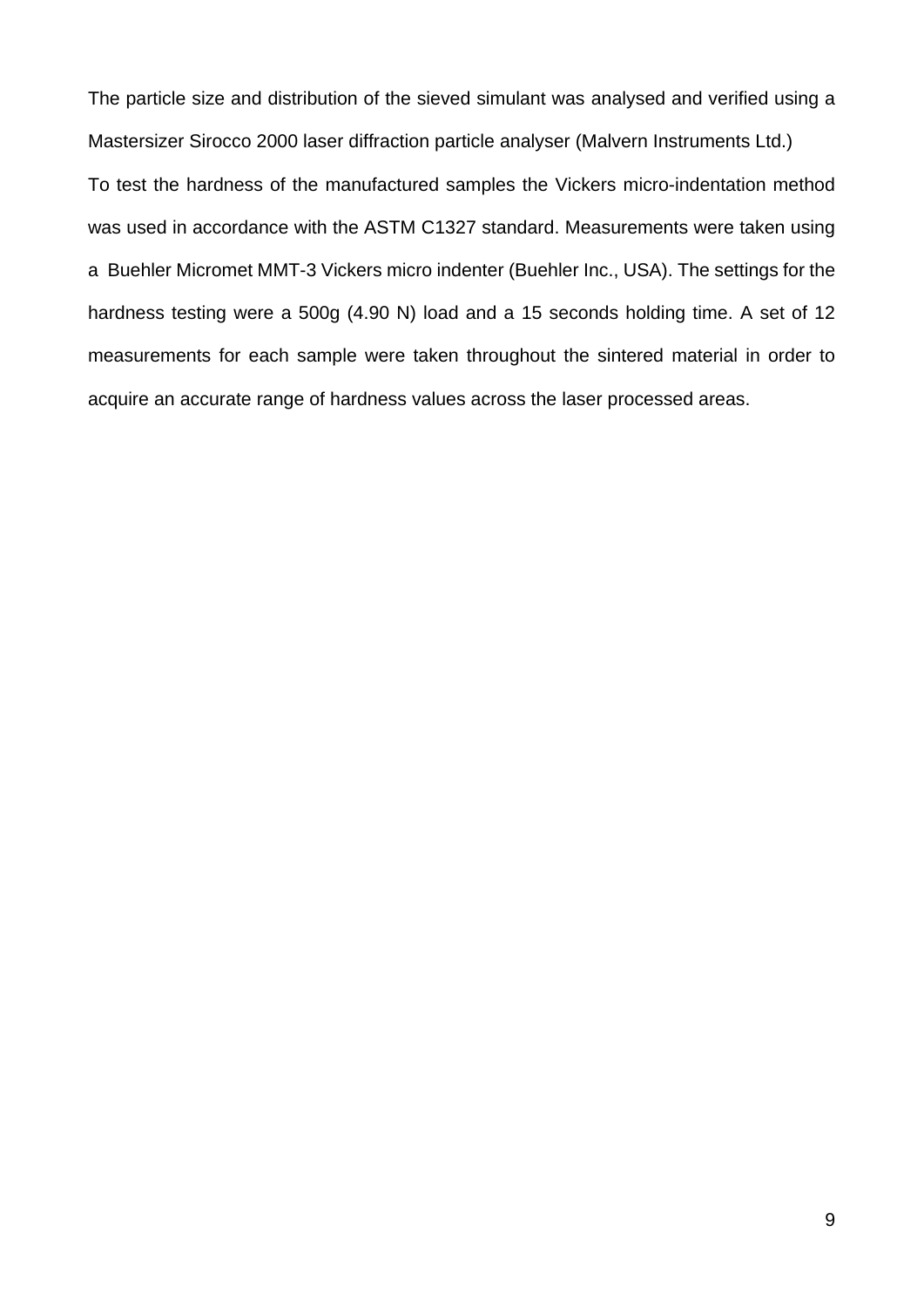The particle size and distribution of the sieved simulant was analysed and verified using a Mastersizer Sirocco 2000 laser diffraction particle analyser (Malvern Instruments Ltd.)

To test the hardness of the manufactured samples the Vickers micro-indentation method was used in accordance with the ASTM C1327 standard. Measurements were taken using a Buehler Micromet MMT-3 Vickers micro indenter (Buehler Inc., USA). The settings for the hardness testing were a 500g (4.90 N) load and a 15 seconds holding time. A set of 12 measurements for each sample were taken throughout the sintered material in order to acquire an accurate range of hardness values across the laser processed areas.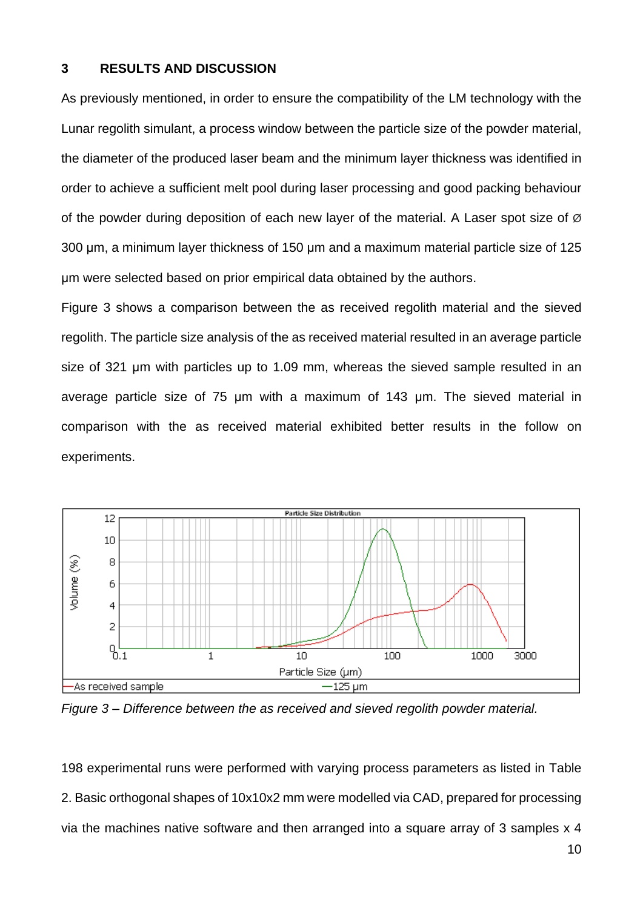## 3 RESULTS AND DISCUSSION

As previously mentioned, in order to ensure the compatibility of the LM technology with the Lunar regolith simulant, a process window between the particle size of the powder material, the diameter of the produced laser beam and the minimum layer thickness was identified in order to achieve a sufficient melt pool during laser processing and good packing behaviour of the powder during deposition of each new layer of the material. A Laser spot size of Ø 300 µm, a minimum layer thickness of 150 µm and a maximum material particle size of 125 µm were selected based on prior empirical data obtained by the authors.

Figure 3 shows a comparison between the as received regolith material and the sieved regolith. The particle size analysis of the as received material resulted in an average particle size of 321 µm with particles up to 1.09 mm, whereas the sieved sample resulted in an average particle size of 75 µm with a maximum of 143 µm. The sieved material in comparison with the as received material exhibited better results in the follow on experiments.

*Figure 3 – Difference between the as received and sieved regolith powder material.*

198 experimental runs were performed with varying process parameters as listed in Table 2. Basic orthogonal shapes of 10x10x2 mm were modelled via CAD, prepared for processing via the machines native software and then arranged into a square array of 3 samples x 4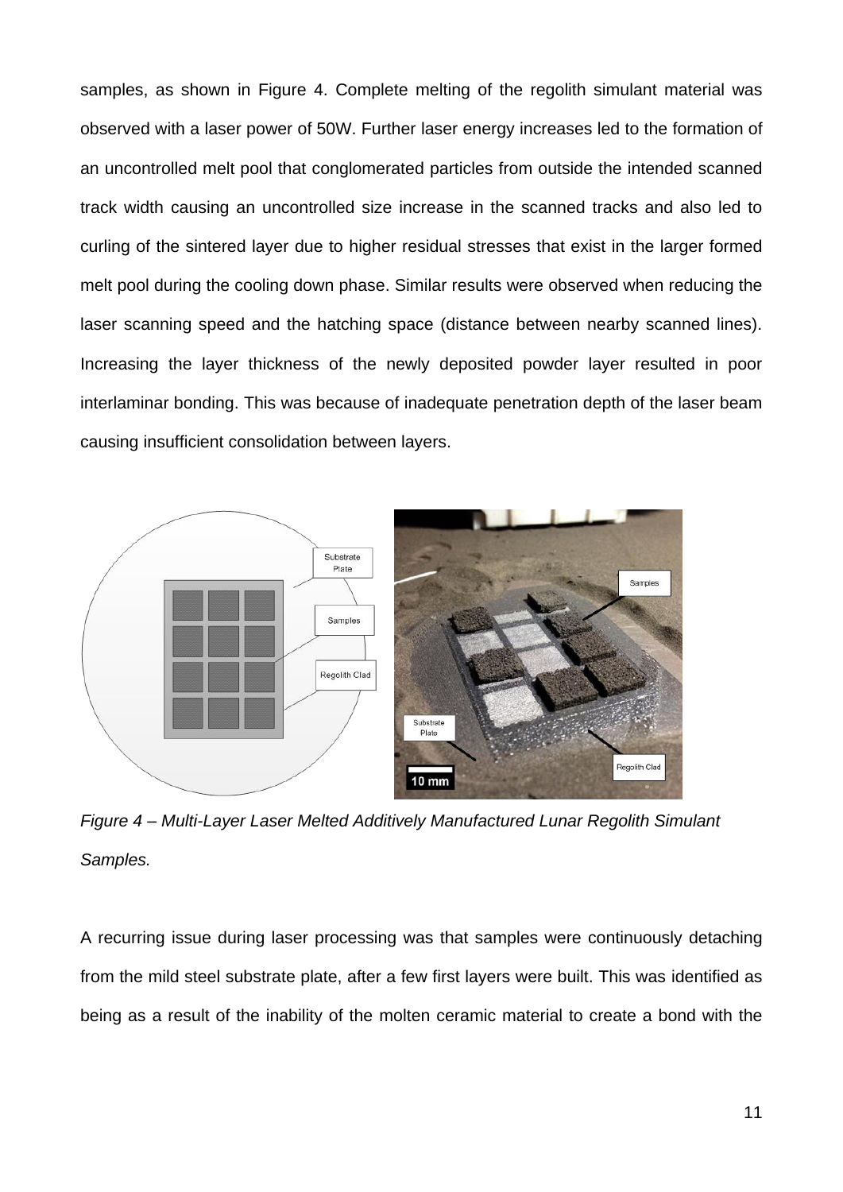samples, as shown in Figure 4. Complete melting of the regolith simulant material was observed with a laser power of 50W. Further laser energy increases led to the formation of an uncontrolled melt pool that conglomerated particles from outside the intended scanned track width causing an uncontrolled size increase in the scanned tracks and also led to curling of the sintered layer due to higher residual stresses that exist in the larger formed melt pool during the cooling down phase. Similar results were observed when reducing the laser scanning speed and the hatching space (distance between nearby scanned lines). Increasing the layer thickness of the newly deposited powder layer resulted in poor interlaminar bonding. This was because of inadequate penetration depth of the laser beam causing insufficient consolidation between layers.

*Figure 4 – Multi-Layer Laser Melted Additively Manufactured Lunar Regolith Simulant Samples.*

A recurring issue during laser processing was that samples were continuously detaching from the mild steel substrate plate, after a few first layers were built. This was identified as being as a result of the inability of the molten ceramic material to create a bond with the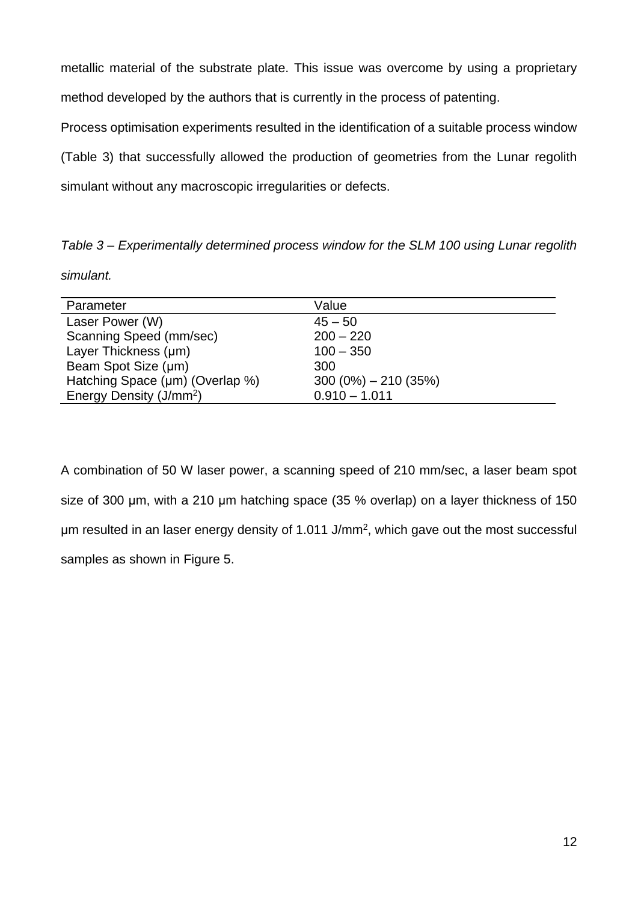metallic material of the substrate plate. This issue was overcome by using a proprietary method developed by the authors that is currently in the process of patenting.

Process optimisation experiments resulted in the identification of a suitable process window (Table 3) that successfully allowed the production of geometries from the Lunar regolith simulant without any macroscopic irregularities or defects.

*Table 3 – Experimentally determined process window for the SLM 100 using Lunar regolith simulant.*

| Parameter | Value |
| --- | --- |
| Laser Power (W) | 45 – 50 |
| Scanning Speed (mm/sec) | 200 – 220 |
| Layer Thickness (µm) | 100 – 350 |
| Beam Spot Size (µm) | 300 |
| Hatching Space (µm) (Overlap %) | 300 (0%) – 210 (35%) |
| Energy Density (J/mm$^2$) | 0.910 – 1.011 |

A combination of 50 W laser power, a scanning speed of 210 mm/sec, a laser beam spot size of 300 µm, with a 210 µm hatching space (35 % overlap) on a layer thickness of 150 µm resulted in an laser energy density of 1.011 J/mm$^2$, which gave out the most successful samples as shown in Figure 5.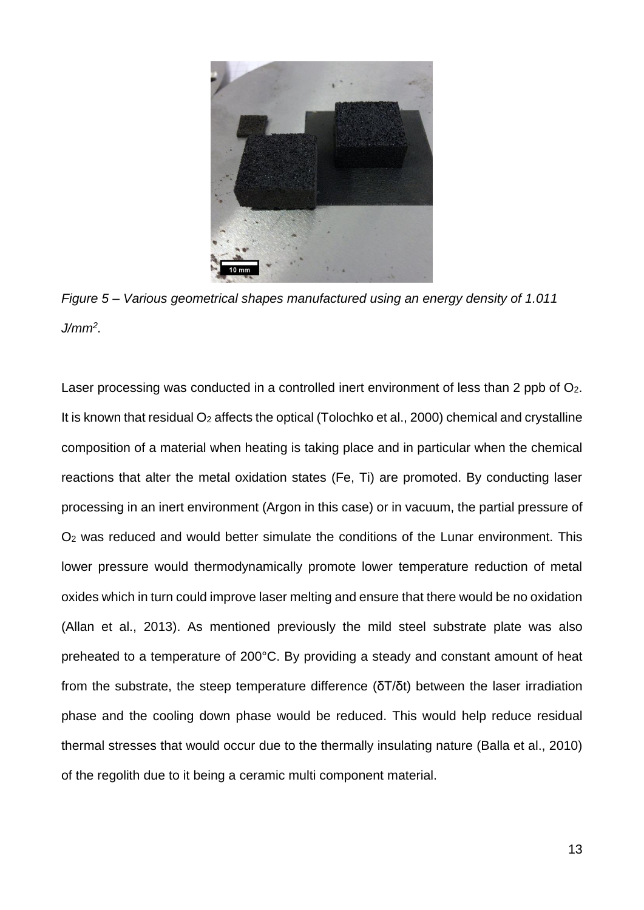*Figure 5 – Various geometrical shapes manufactured using an energy density of 1.011 $J/mm^2$.*

Laser processing was conducted in a controlled inert environment of less than 2 ppb of $O_2$. It is known that residual $O_2$ affects the optical (Tolochko et al., 2000) chemical and crystalline composition of a material when heating is taking place and in particular when the chemical reactions that alter the metal oxidation states (Fe, Ti) are promoted. By conducting laser processing in an inert environment (Argon in this case) or in vacuum, the partial pressure of $O_2$ was reduced and would better simulate the conditions of the Lunar environment. This lower pressure would thermodynamically promote lower temperature reduction of metal oxides which in turn could improve laser melting and ensure that there would be no oxidation (Allan et al., 2013). As mentioned previously the mild steel substrate plate was also preheated to a temperature of 200°C. By providing a steady and constant amount of heat from the substrate, the steep temperature difference ($\delta T/\delta t$) between the laser irradiation phase and the cooling down phase would be reduced. This would help reduce residual thermal stresses that would occur due to the thermally insulating nature (Balla et al., 2010) of the regolith due to it being a ceramic multi component material.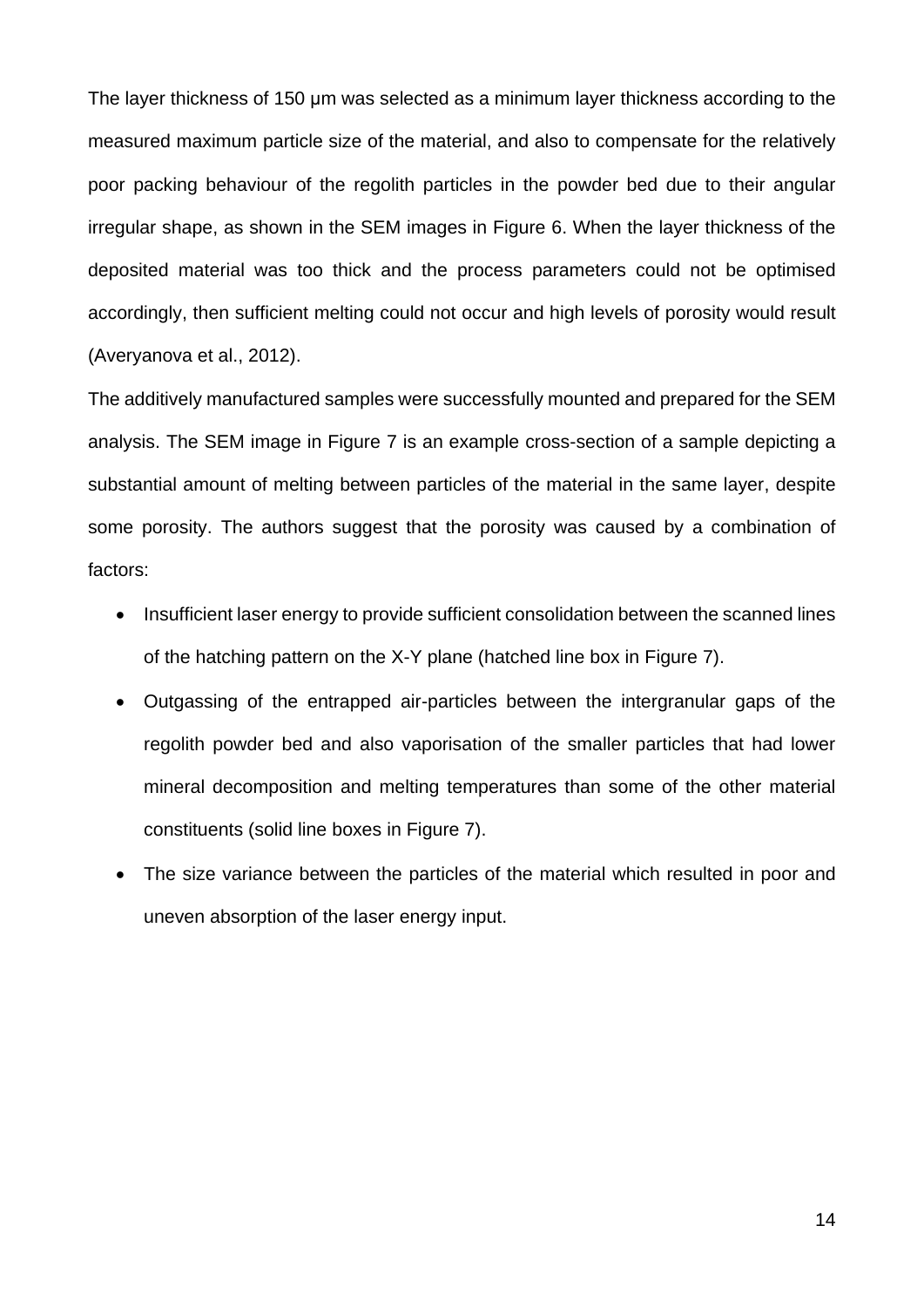The layer thickness of 150 µm was selected as a minimum layer thickness according to the measured maximum particle size of the material, and also to compensate for the relatively poor packing behaviour of the regolith particles in the powder bed due to their angular irregular shape, as shown in the SEM images in Figure 6. When the layer thickness of the deposited material was too thick and the process parameters could not be optimised accordingly, then sufficient melting could not occur and high levels of porosity would result (Averyanova et al., 2012).

The additively manufactured samples were successfully mounted and prepared for the SEM analysis. The SEM image in Figure 7 is an example cross-section of a sample depicting a substantial amount of melting between particles of the material in the same layer, despite some porosity. The authors suggest that the porosity was caused by a combination of factors:

- Insufficient laser energy to provide sufficient consolidation between the scanned lines of the hatching pattern on the X-Y plane (hatched line box in Figure 7).
- Outgassing of the entrapped air-particles between the intergranular gaps of the regolith powder bed and also vaporisation of the smaller particles that had lower mineral decomposition and melting temperatures than some of the other material constituents (solid line boxes in Figure 7).
- The size variance between the particles of the material which resulted in poor and uneven absorption of the laser energy input.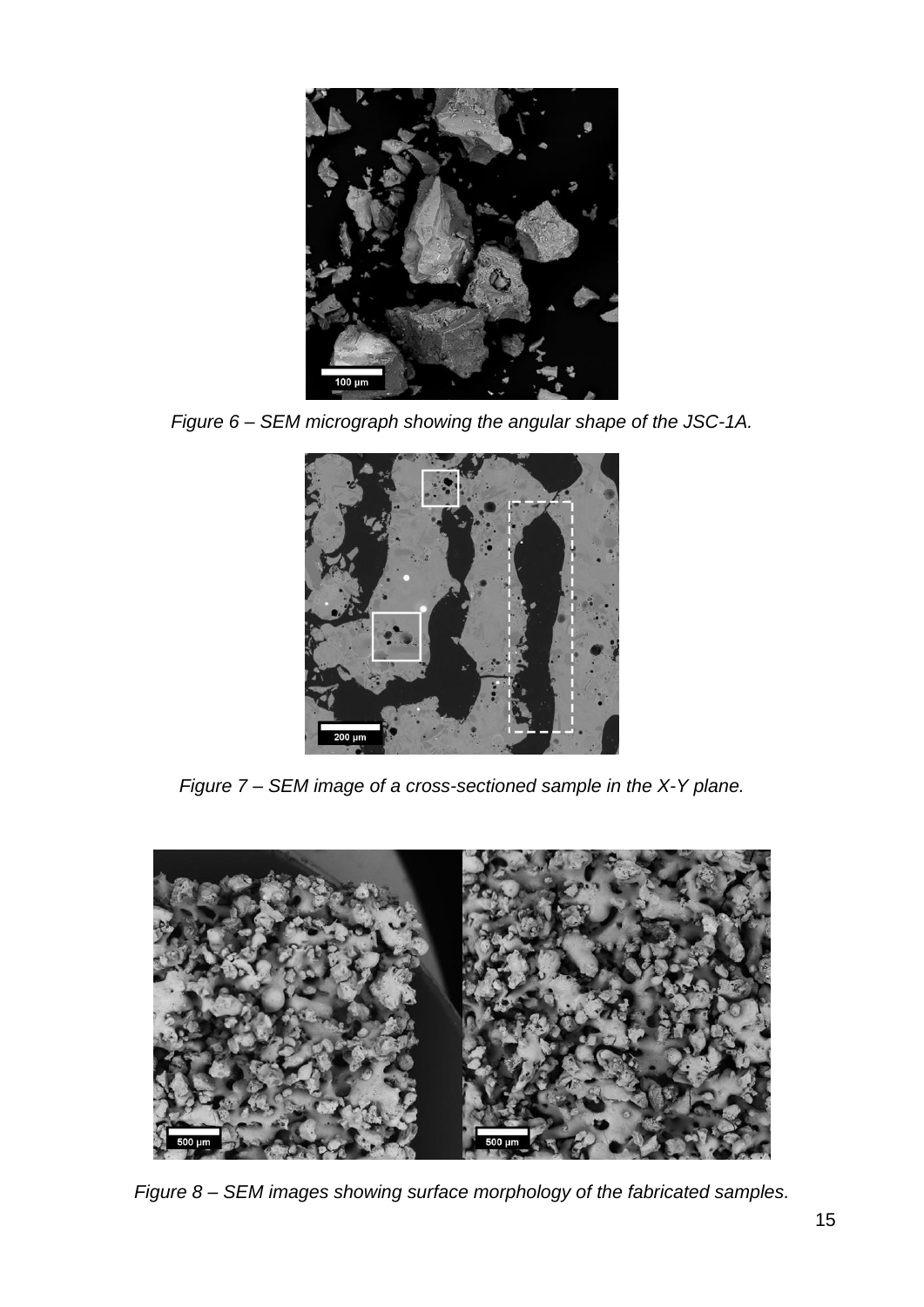*Figure 6 – SEM micrograph showing the angular shape of the JSC-1A.*

*Figure 7 – SEM image of a cross-sectioned sample in the X-Y plane.*

*Figure 8 – SEM images showing surface morphology of the fabricated samples.*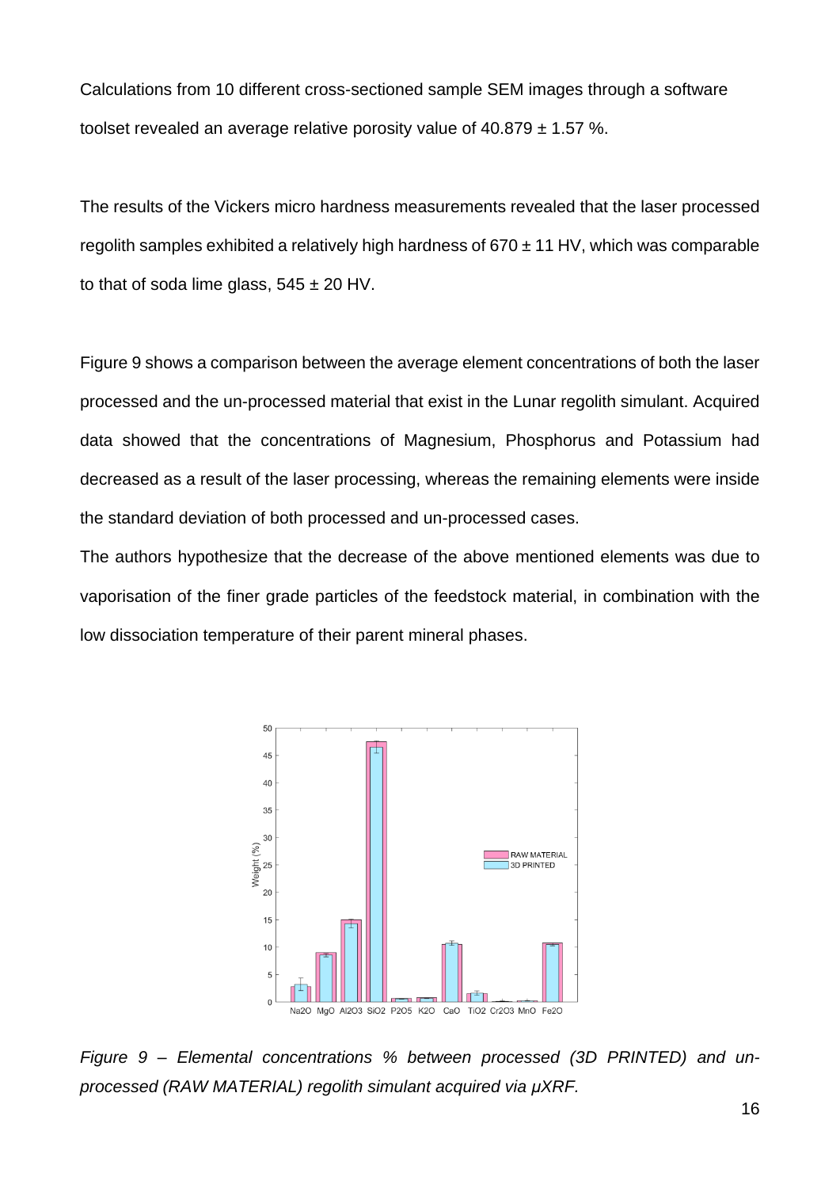Calculations from 10 different cross-sectioned sample SEM images through a software toolset revealed an average relative porosity value of 40.879 ± 1.57 %.

The results of the Vickers micro hardness measurements revealed that the laser processed regolith samples exhibited a relatively high hardness of 670 ± 11 HV, which was comparable to that of soda lime glass, 545 ± 20 HV.

Figure 9 shows a comparison between the average element concentrations of both the laser processed and the un-processed material that exist in the Lunar regolith simulant. Acquired data showed that the concentrations of Magnesium, Phosphorus and Potassium had decreased as a result of the laser processing, whereas the remaining elements were inside the standard deviation of both processed and un-processed cases.

The authors hypothesize that the decrease of the above mentioned elements was due to vaporisation of the finer grade particles of the feedstock material, in combination with the low dissociation temperature of their parent mineral phases.

*Figure 9 – Elemental concentrations % between processed (3D PRINTED) and un-processed (RAW MATERIAL) regolith simulant acquired via µXRF.*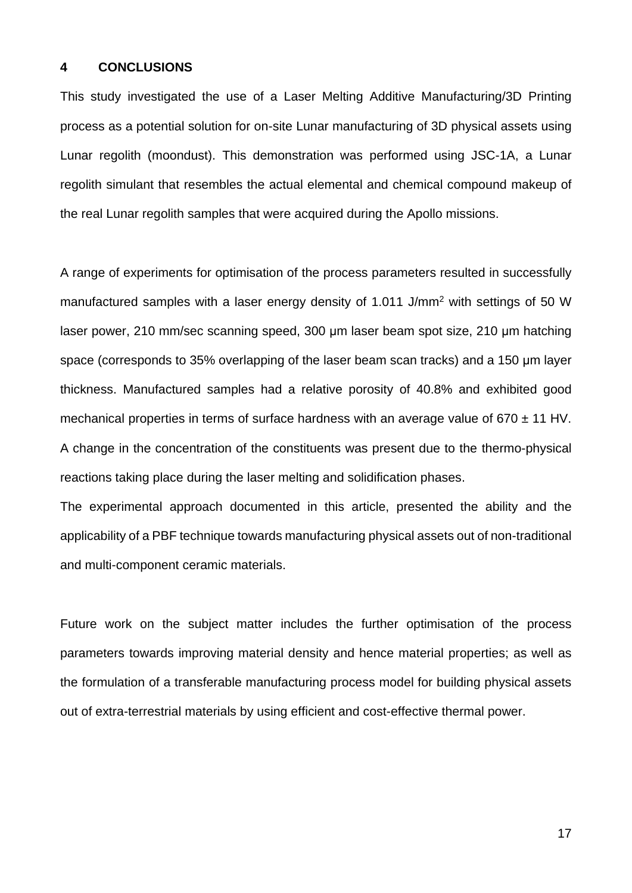## 4 CONCLUSIONS

This study investigated the use of a Laser Melting Additive Manufacturing/3D Printing process as a potential solution for on-site Lunar manufacturing of 3D physical assets using Lunar regolith (moondust). This demonstration was performed using JSC-1A, a Lunar regolith simulant that resembles the actual elemental and chemical compound makeup of the real Lunar regolith samples that were acquired during the Apollo missions.

A range of experiments for optimisation of the process parameters resulted in successfully manufactured samples with a laser energy density of 1.011 J/mm$^2$ with settings of 50 W laser power, 210 mm/sec scanning speed, 300 μm laser beam spot size, 210 μm hatching space (corresponds to 35% overlapping of the laser beam scan tracks) and a 150 μm layer thickness. Manufactured samples had a relative porosity of 40.8% and exhibited good mechanical properties in terms of surface hardness with an average value of 670 ± 11 HV. A change in the concentration of the constituents was present due to the thermo-physical reactions taking place during the laser melting and solidification phases.

The experimental approach documented in this article, presented the ability and the applicability of a PBF technique towards manufacturing physical assets out of non-traditional and multi-component ceramic materials.

Future work on the subject matter includes the further optimisation of the process parameters towards improving material density and hence material properties; as well as the formulation of a transferable manufacturing process model for building physical assets out of extra-terrestrial materials by using efficient and cost-effective thermal power.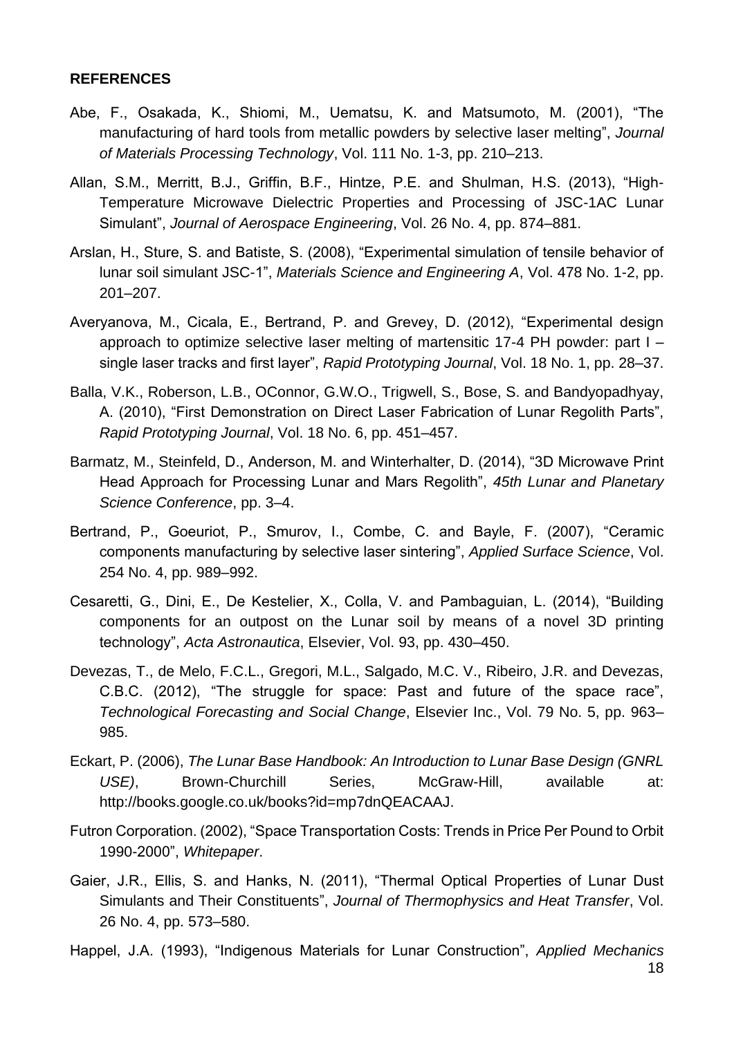**REFERENCES**

Abe, F., Osakada, K., Shiomi, M., Uematsu, K. and Matsumoto, M. (2001), "The manufacturing of hard tools from metallic powders by selective laser melting", *Journal of Materials Processing Technology*, Vol. 111 No. 1-3, pp. 210–213.

Allan, S.M., Merritt, B.J., Griffin, B.F., Hintze, P.E. and Shulman, H.S. (2013), "High-Temperature Microwave Dielectric Properties and Processing of JSC-1AC Lunar Simulant", *Journal of Aerospace Engineering*, Vol. 26 No. 4, pp. 874–881.

Arslan, H., Sture, S. and Batiste, S. (2008), "Experimental simulation of tensile behavior of lunar soil simulant JSC-1", *Materials Science and Engineering A*, Vol. 478 No. 1-2, pp. 201–207.

Averyanova, M., Cicala, E., Bertrand, P. and Grevey, D. (2012), "Experimental design approach to optimize selective laser melting of martensitic 17-4 PH powder: part I – single laser tracks and first layer", *Rapid Prototyping Journal*, Vol. 18 No. 1, pp. 28–37.

Balla, V.K., Roberson, L.B., OConnor, G.W.O., Trigwell, S., Bose, S. and Bandyopadhyay, A. (2010), "First Demonstration on Direct Laser Fabrication of Lunar Regolith Parts", *Rapid Prototyping Journal*, Vol. 18 No. 6, pp. 451–457.

Barmatz, M., Steinfeld, D., Anderson, M. and Winterhalter, D. (2014), "3D Microwave Print Head Approach for Processing Lunar and Mars Regolith", *45th Lunar and Planetary Science Conference*, pp. 3–4.

Bertrand, P., Goeuriot, P., Smurov, I., Combe, C. and Bayle, F. (2007), "Ceramic components manufacturing by selective laser sintering", *Applied Surface Science*, Vol. 254 No. 4, pp. 989–992.

Cesaretti, G., Dini, E., De Kestelier, X., Colla, V. and Pambaguian, L. (2014), "Building components for an outpost on the Lunar soil by means of a novel 3D printing technology", *Acta Astronautica*, Elsevier, Vol. 93, pp. 430–450.

Devezas, T., de Melo, F.C.L., Gregori, M.L., Salgado, M.C. V., Ribeiro, J.R. and Devezas, C.B.C. (2012), "The struggle for space: Past and future of the space race", *Technological Forecasting and Social Change*, Elsevier Inc., Vol. 79 No. 5, pp. 963–985.

Eckart, P. (2006), *The Lunar Base Handbook: An Introduction to Lunar Base Design (GNRL USE)*, Brown-Churchill Series, McGraw-Hill, available at: http://books.google.co.uk/books?id=mp7dnQEACAAJ.

Futron Corporation. (2002), "Space Transportation Costs: Trends in Price Per Pound to Orbit 1990-2000", *Whitepaper*.

Gaier, J.R., Ellis, S. and Hanks, N. (2011), "Thermal Optical Properties of Lunar Dust Simulants and Their Constituents", *Journal of Thermophysics and Heat Transfer*, Vol. 26 No. 4, pp. 573–580.

Happel, J.A. (1993), "Indigenous Materials for Lunar Construction", *Applied Mechanics*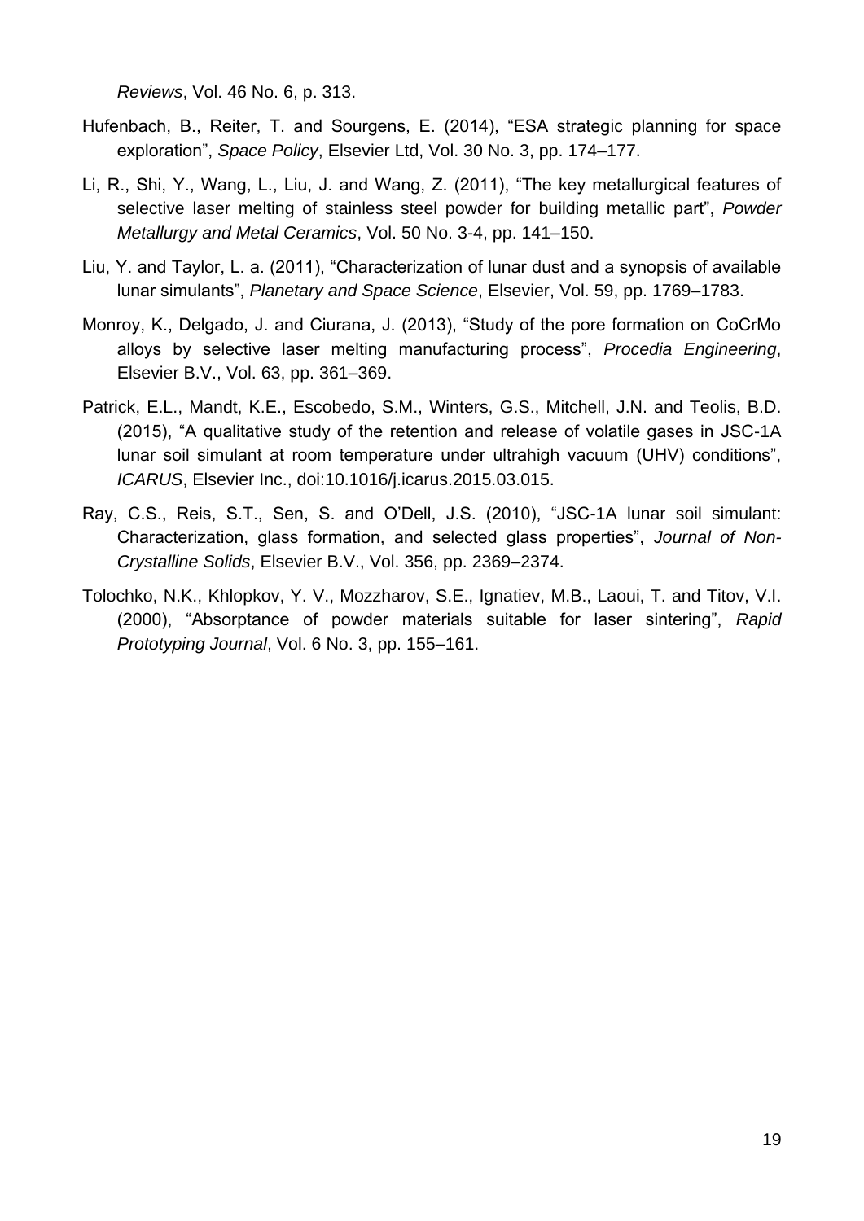*Reviews*, Vol. 46 No. 6, p. 313.

Hufenbach, B., Reiter, T. and Sourgens, E. (2014), "ESA strategic planning for space exploration", *Space Policy*, Elsevier Ltd, Vol. 30 No. 3, pp. 174–177.

Li, R., Shi, Y., Wang, L., Liu, J. and Wang, Z. (2011), "The key metallurgical features of selective laser melting of stainless steel powder for building metallic part", *Powder Metallurgy and Metal Ceramics*, Vol. 50 No. 3-4, pp. 141–150.

Liu, Y. and Taylor, L. a. (2011), "Characterization of lunar dust and a synopsis of available lunar simulants", *Planetary and Space Science*, Elsevier, Vol. 59, pp. 1769–1783.

Monroy, K., Delgado, J. and Ciurana, J. (2013), "Study of the pore formation on CoCrMo alloys by selective laser melting manufacturing process", *Procedia Engineering*, Elsevier B.V., Vol. 63, pp. 361–369.

Patrick, E.L., Mandt, K.E., Escobedo, S.M., Winters, G.S., Mitchell, J.N. and Teolis, B.D. (2015), "A qualitative study of the retention and release of volatile gases in JSC-1A lunar soil simulant at room temperature under ultrahigh vacuum (UHV) conditions", *ICARUS*, Elsevier Inc., doi:10.1016/j.icarus.2015.03.015.

Ray, C.S., Reis, S.T., Sen, S. and O'Dell, J.S. (2010), "JSC-1A lunar soil simulant: Characterization, glass formation, and selected glass properties", *Journal of Non-Crystalline Solids*, Elsevier B.V., Vol. 356, pp. 2369–2374.

Tolochko, N.K., Khlopkov, Y. V., Mozzharov, S.E., Ignatiev, M.B., Laoui, T. and Titov, V.I. (2000), "Absorptance of powder materials suitable for laser sintering", *Rapid Prototyping Journal*, Vol. 6 No. 3, pp. 155–161.